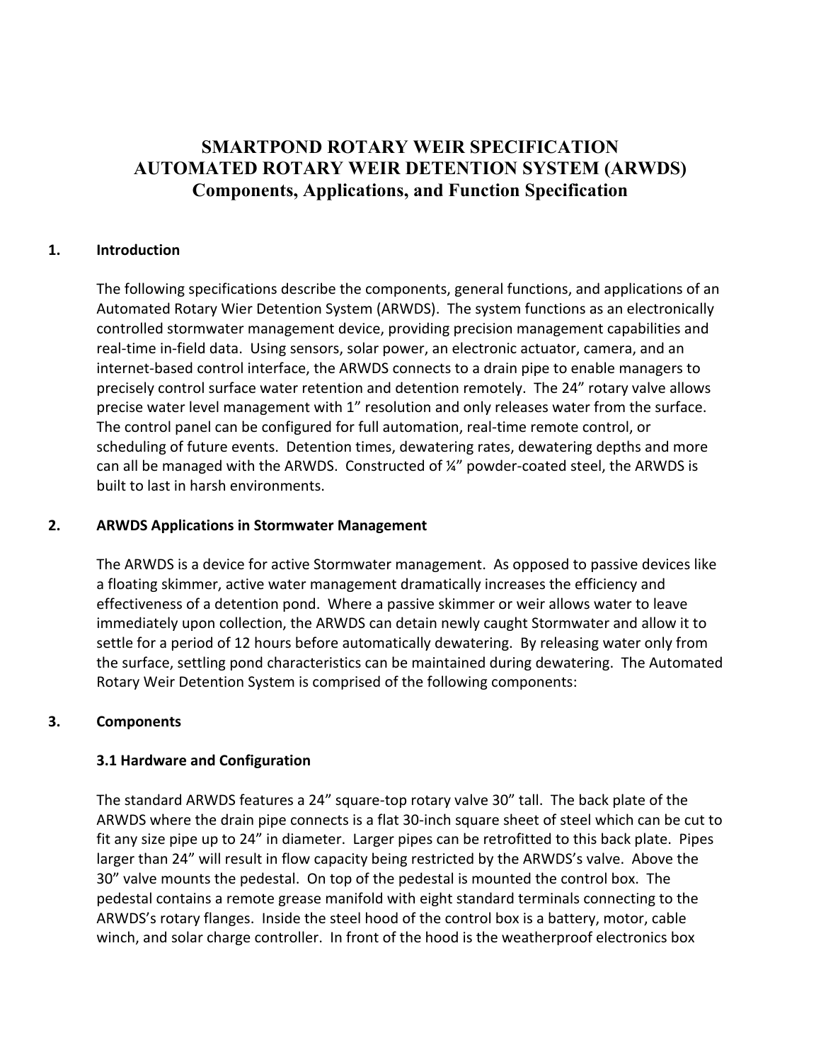# SMARTPOND ROTARY WEIR SPECIFICATION
# AUTOMATED ROTARY WEIR DETENTION SYSTEM (ARWDS)
## Components, Applications, and Function Specification

## 1. Introduction

The following specifications describe the components, general functions, and applications of an Automated Rotary Wier Detention System (ARWDS). The system functions as an electronically controlled stormwater management device, providing precision management capabilities and real-time in-field data. Using sensors, solar power, an electronic actuator, camera, and an internet-based control interface, the ARWDS connects to a drain pipe to enable managers to precisely control surface water retention and detention remotely. The 24" rotary valve allows precise water level management with 1" resolution and only releases water from the surface. The control panel can be configured for full automation, real-time remote control, or scheduling of future events. Detention times, dewatering rates, dewatering depths and more can all be managed with the ARWDS. Constructed of ¼" powder-coated steel, the ARWDS is built to last in harsh environments.

## 2. ARWDS Applications in Stormwater Management

The ARWDS is a device for active Stormwater management. As opposed to passive devices like a floating skimmer, active water management dramatically increases the efficiency and effectiveness of a detention pond. Where a passive skimmer or weir allows water to leave immediately upon collection, the ARWDS can detain newly caught Stormwater and allow it to settle for a period of 12 hours before automatically dewatering. By releasing water only from the surface, settling pond characteristics can be maintained during dewatering. The Automated Rotary Weir Detention System is comprised of the following components:

## 3. Components

### 3.1 Hardware and Configuration

The standard ARWDS features a 24" square-top rotary valve 30" tall. The back plate of the ARWDS where the drain pipe connects is a flat 30-inch square sheet of steel which can be cut to fit any size pipe up to 24" in diameter. Larger pipes can be retrofitted to this back plate. Pipes larger than 24" will result in flow capacity being restricted by the ARWDS's valve. Above the 30" valve mounts the pedestal. On top of the pedestal is mounted the control box. The pedestal contains a remote grease manifold with eight standard terminals connecting to the ARWDS's rotary flanges. Inside the steel hood of the control box is a battery, motor, cable winch, and solar charge controller. In front of the hood is the weatherproof electronics box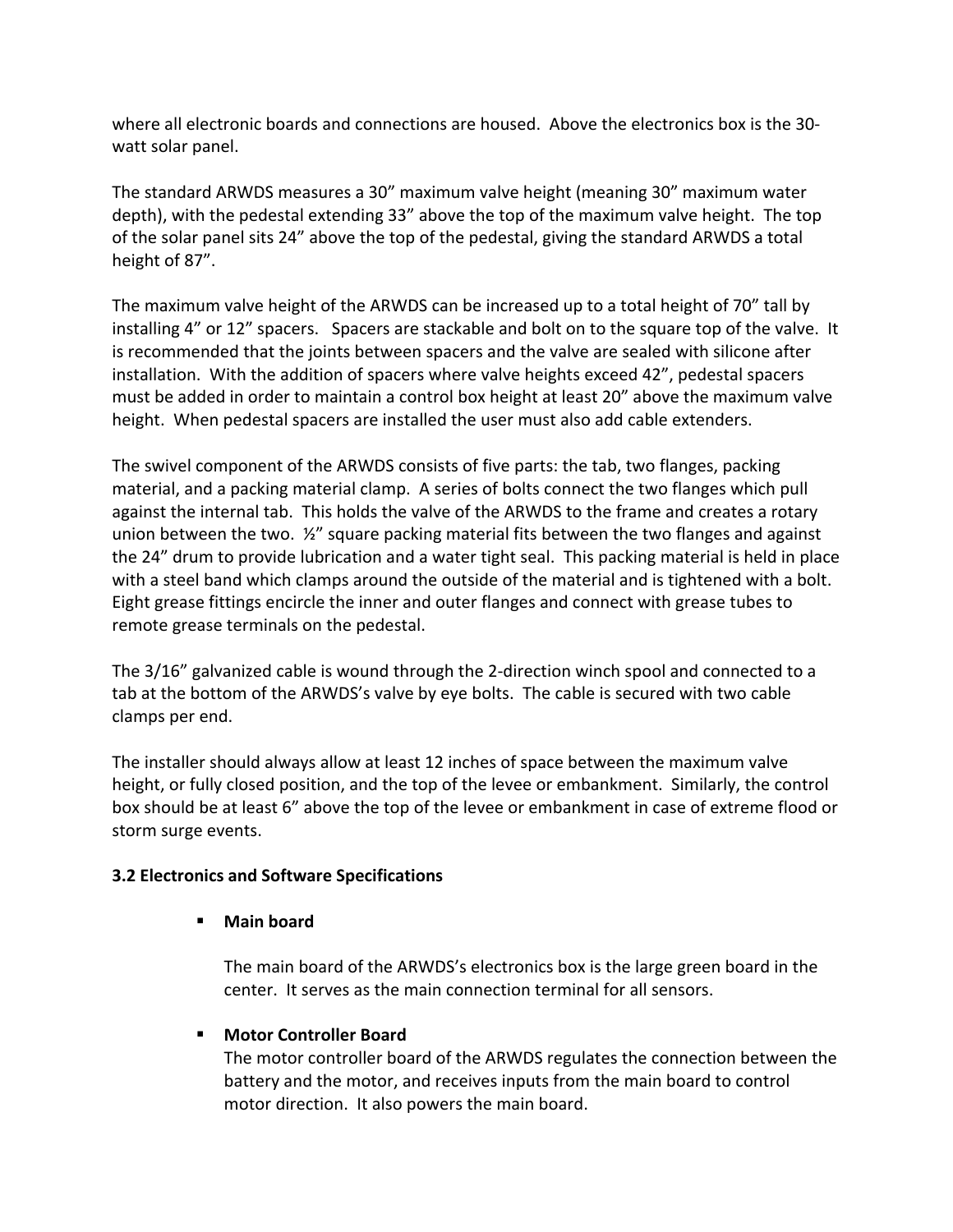where all electronic boards and connections are housed. Above the electronics box is the 30-watt solar panel.

The standard ARWDS measures a 30” maximum valve height (meaning 30” maximum water depth), with the pedestal extending 33” above the top of the maximum valve height. The top of the solar panel sits 24” above the top of the pedestal, giving the standard ARWDS a total height of 87”.

The maximum valve height of the ARWDS can be increased up to a total height of 70” tall by installing 4” or 12” spacers. Spacers are stackable and bolt on to the square top of the valve. It is recommended that the joints between spacers and the valve are sealed with silicone after installation. With the addition of spacers where valve heights exceed 42”, pedestal spacers must be added in order to maintain a control box height at least 20” above the maximum valve height. When pedestal spacers are installed the user must also add cable extenders.

The swivel component of the ARWDS consists of five parts: the tab, two flanges, packing material, and a packing material clamp. A series of bolts connect the two flanges which pull against the internal tab. This holds the valve of the ARWDS to the frame and creates a rotary union between the two. ½” square packing material fits between the two flanges and against the 24” drum to provide lubrication and a water tight seal. This packing material is held in place with a steel band which clamps around the outside of the material and is tightened with a bolt. Eight grease fittings encircle the inner and outer flanges and connect with grease tubes to remote grease terminals on the pedestal.

The 3/16” galvanized cable is wound through the 2-direction winch spool and connected to a tab at the bottom of the ARWDS’s valve by eye bolts. The cable is secured with two cable clamps per end.

The installer should always allow at least 12 inches of space between the maximum valve height, or fully closed position, and the top of the levee or embankment. Similarly, the control box should be at least 6” above the top of the levee or embankment in case of extreme flood or storm surge events.

### 3.2 Electronics and Software Specifications

- **Main board**

  The main board of the ARWDS’s electronics box is the large green board in the center. It serves as the main connection terminal for all sensors.

- **Motor Controller Board**

  The motor controller board of the ARWDS regulates the connection between the battery and the motor, and receives inputs from the main board to control motor direction. It also powers the main board.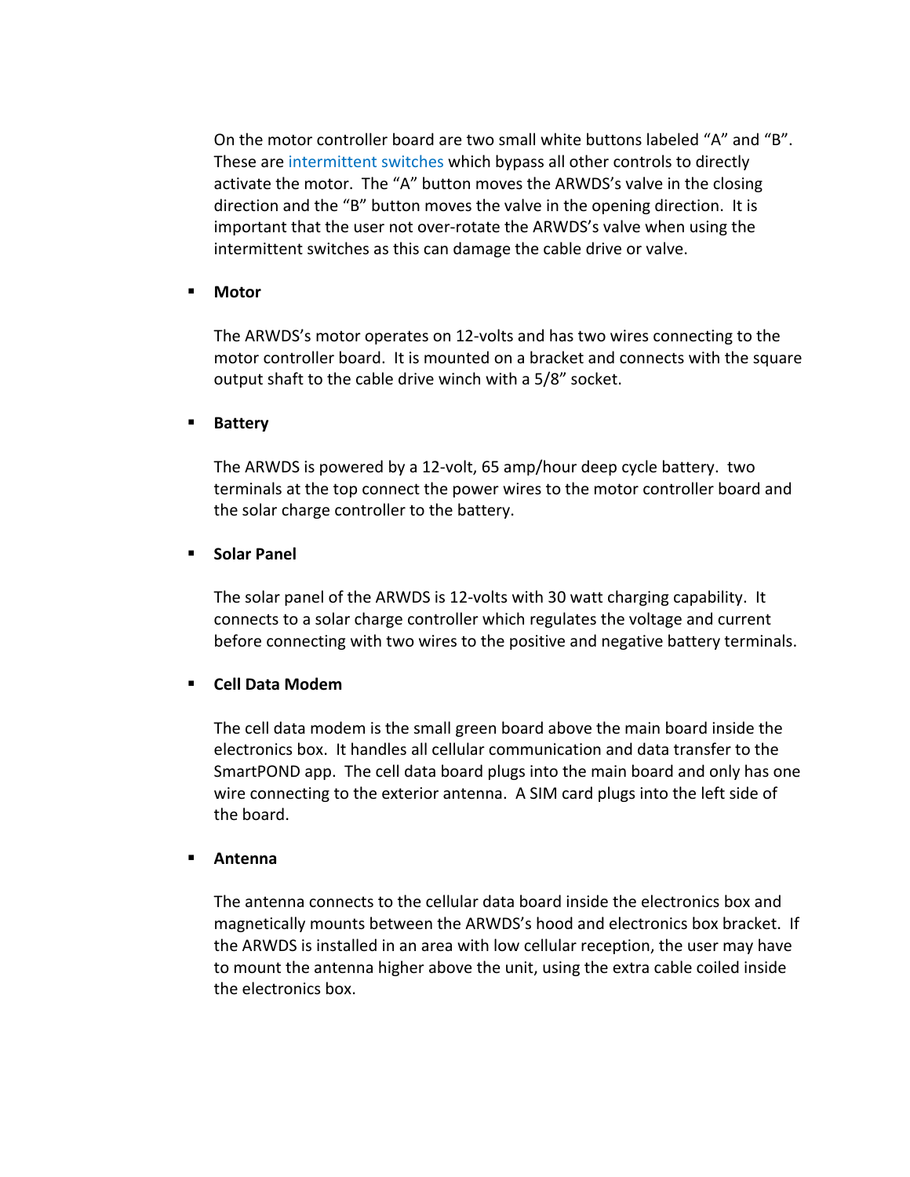On the motor controller board are two small white buttons labeled “A” and “B”. These are intermittent switches which bypass all other controls to directly activate the motor. The “A” button moves the ARWDS’s valve in the closing direction and the “B” button moves the valve in the opening direction. It is important that the user not over-rotate the ARWDS’s valve when using the intermittent switches as this can damage the cable drive or valve.

- **Motor**

  The ARWDS’s motor operates on 12-volts and has two wires connecting to the motor controller board. It is mounted on a bracket and connects with the square output shaft to the cable drive winch with a 5/8” socket.

- **Battery**

  The ARWDS is powered by a 12-volt, 65 amp/hour deep cycle battery. two terminals at the top connect the power wires to the motor controller board and the solar charge controller to the battery.

- **Solar Panel**

  The solar panel of the ARWDS is 12-volts with 30 watt charging capability. It connects to a solar charge controller which regulates the voltage and current before connecting with two wires to the positive and negative battery terminals.

- **Cell Data Modem**

  The cell data modem is the small green board above the main board inside the electronics box. It handles all cellular communication and data transfer to the SmartPOND app. The cell data board plugs into the main board and only has one wire connecting to the exterior antenna. A SIM card plugs into the left side of the board.

- **Antenna**

  The antenna connects to the cellular data board inside the electronics box and magnetically mounts between the ARWDS’s hood and electronics box bracket. If the ARWDS is installed in an area with low cellular reception, the user may have to mount the antenna higher above the unit, using the extra cable coiled inside the electronics box.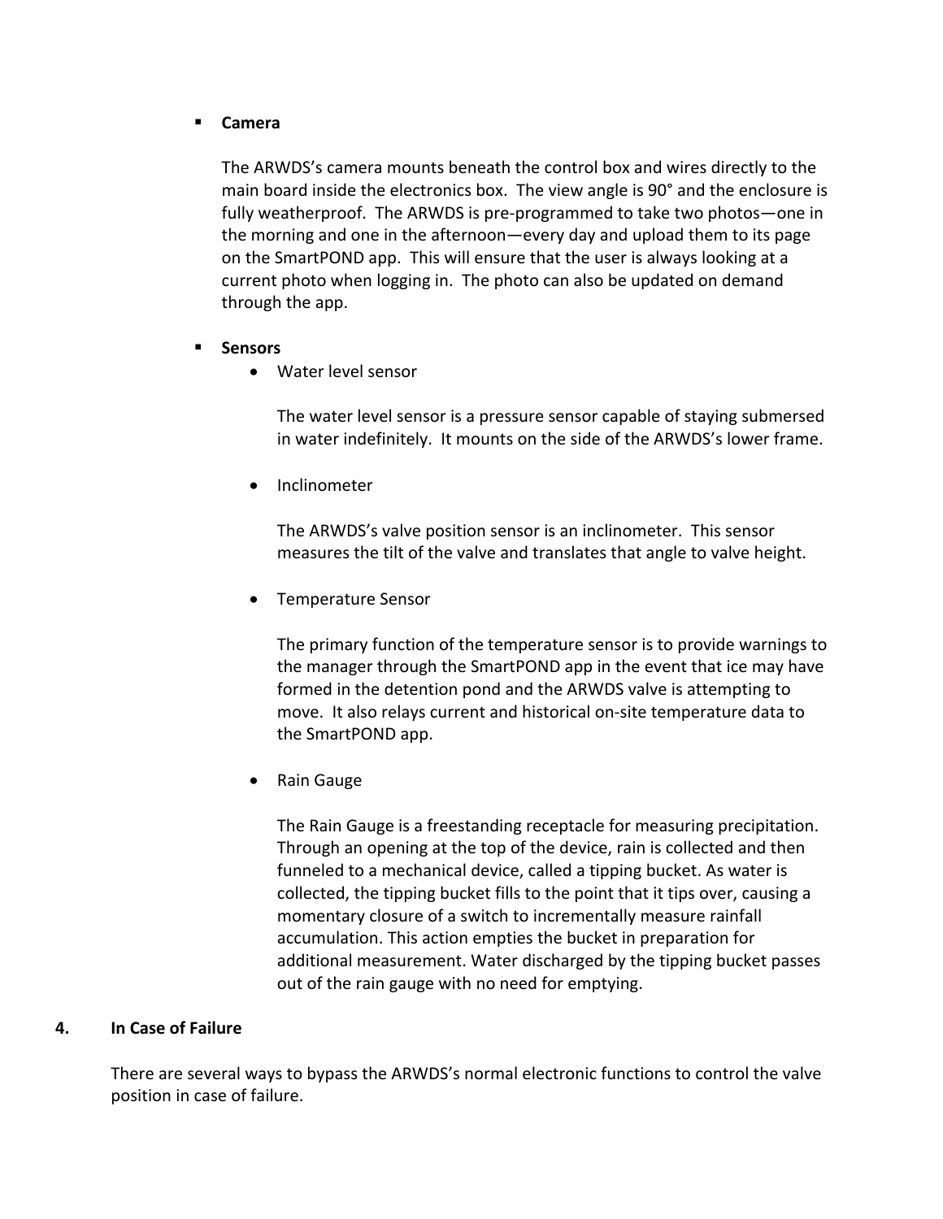- **Camera**

  The ARWDS's camera mounts beneath the control box and wires directly to the main board inside the electronics box. The view angle is 90° and the enclosure is fully weatherproof. The ARWDS is pre-programmed to take two photos—one in the morning and one in the afternoon—every day and upload them to its page on the SmartPOND app. This will ensure that the user is always looking at a current photo when logging in. The photo can also be updated on demand through the app.

- **Sensors**
  - Water level sensor

    The water level sensor is a pressure sensor capable of staying submersed in water indefinitely. It mounts on the side of the ARWDS's lower frame.

  - Inclinometer

    The ARWDS's valve position sensor is an inclinometer. This sensor measures the tilt of the valve and translates that angle to valve height.

  - Temperature Sensor

    The primary function of the temperature sensor is to provide warnings to the manager through the SmartPOND app in the event that ice may have formed in the detention pond and the ARWDS valve is attempting to move. It also relays current and historical on-site temperature data to the SmartPOND app.

  - Rain Gauge

    The Rain Gauge is a freestanding receptacle for measuring precipitation. Through an opening at the top of the device, rain is collected and then funneled to a mechanical device, called a tipping bucket. As water is collected, the tipping bucket fills to the point that it tips over, causing a momentary closure of a switch to incrementally measure rainfall accumulation. This action empties the bucket in preparation for additional measurement. Water discharged by the tipping bucket passes out of the rain gauge with no need for emptying.

## 4. In Case of Failure

There are several ways to bypass the ARWDS's normal electronic functions to control the valve position in case of failure.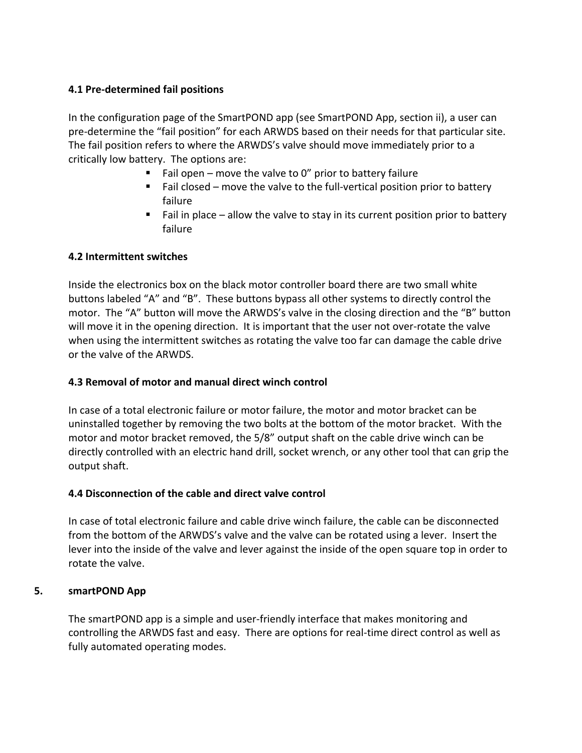### 4.1 Pre-determined fail positions

In the configuration page of the SmartPOND app (see SmartPOND App, section ii), a user can pre-determine the "fail position" for each ARWDS based on their needs for that particular site. The fail position refers to where the ARWDS's valve should move immediately prior to a critically low battery. The options are:

- Fail open – move the valve to 0" prior to battery failure
- Fail closed – move the valve to the full-vertical position prior to battery failure
- Fail in place – allow the valve to stay in its current position prior to battery failure

### 4.2 Intermittent switches

Inside the electronics box on the black motor controller board there are two small white buttons labeled "A" and "B". These buttons bypass all other systems to directly control the motor. The "A" button will move the ARWDS's valve in the closing direction and the "B" button will move it in the opening direction. It is important that the user not over-rotate the valve when using the intermittent switches as rotating the valve too far can damage the cable drive or the valve of the ARWDS.

### 4.3 Removal of motor and manual direct winch control

In case of a total electronic failure or motor failure, the motor and motor bracket can be uninstalled together by removing the two bolts at the bottom of the motor bracket. With the motor and motor bracket removed, the 5/8" output shaft on the cable drive winch can be directly controlled with an electric hand drill, socket wrench, or any other tool that can grip the output shaft.

### 4.4 Disconnection of the cable and direct valve control

In case of total electronic failure and cable drive winch failure, the cable can be disconnected from the bottom of the ARWDS's valve and the valve can be rotated using a lever. Insert the lever into the inside of the valve and lever against the inside of the open square top in order to rotate the valve.

## 5. smartPOND App

The smartPOND app is a simple and user-friendly interface that makes monitoring and controlling the ARWDS fast and easy. There are options for real-time direct control as well as fully automated operating modes.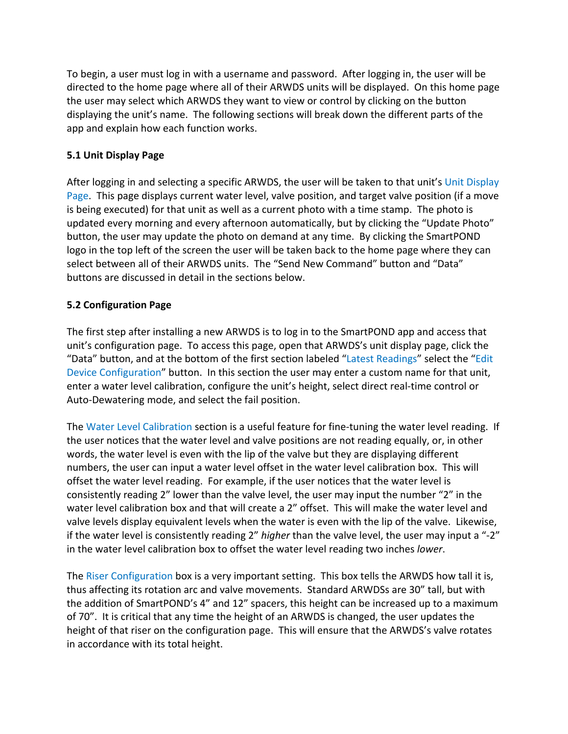To begin, a user must log in with a username and password. After logging in, the user will be directed to the home page where all of their ARWDS units will be displayed. On this home page the user may select which ARWDS they want to view or control by clicking on the button displaying the unit's name. The following sections will break down the different parts of the app and explain how each function works.

**5.1 Unit Display Page**

After logging in and selecting a specific ARWDS, the user will be taken to that unit's Unit Display Page. This page displays current water level, valve position, and target valve position (if a move is being executed) for that unit as well as a current photo with a time stamp. The photo is updated every morning and every afternoon automatically, but by clicking the "Update Photo" button, the user may update the photo on demand at any time. By clicking the SmartPOND logo in the top left of the screen the user will be taken back to the home page where they can select between all of their ARWDS units. The "Send New Command" button and "Data" buttons are discussed in detail in the sections below.

**5.2 Configuration Page**

The first step after installing a new ARWDS is to log in to the SmartPOND app and access that unit's configuration page. To access this page, open that ARWDS's unit display page, click the "Data" button, and at the bottom of the first section labeled "Latest Readings" select the "Edit Device Configuration" button. In this section the user may enter a custom name for that unit, enter a water level calibration, configure the unit's height, select direct real-time control or Auto-Dewatering mode, and select the fail position.

The Water Level Calibration section is a useful feature for fine-tuning the water level reading. If the user notices that the water level and valve positions are not reading equally, or, in other words, the water level is even with the lip of the valve but they are displaying different numbers, the user can input a water level offset in the water level calibration box. This will offset the water level reading. For example, if the user notices that the water level is consistently reading 2" lower than the valve level, the user may input the number "2" in the water level calibration box and that will create a 2" offset. This will make the water level and valve levels display equivalent levels when the water is even with the lip of the valve. Likewise, if the water level is consistently reading 2" *higher* than the valve level, the user may input a "-2" in the water level calibration box to offset the water level reading two inches *lower*.

The Riser Configuration box is a very important setting. This box tells the ARWDS how tall it is, thus affecting its rotation arc and valve movements. Standard ARWDSs are 30" tall, but with the addition of SmartPOND's 4" and 12" spacers, this height can be increased up to a maximum of 70". It is critical that any time the height of an ARWDS is changed, the user updates the height of that riser on the configuration page. This will ensure that the ARWDS's valve rotates in accordance with its total height.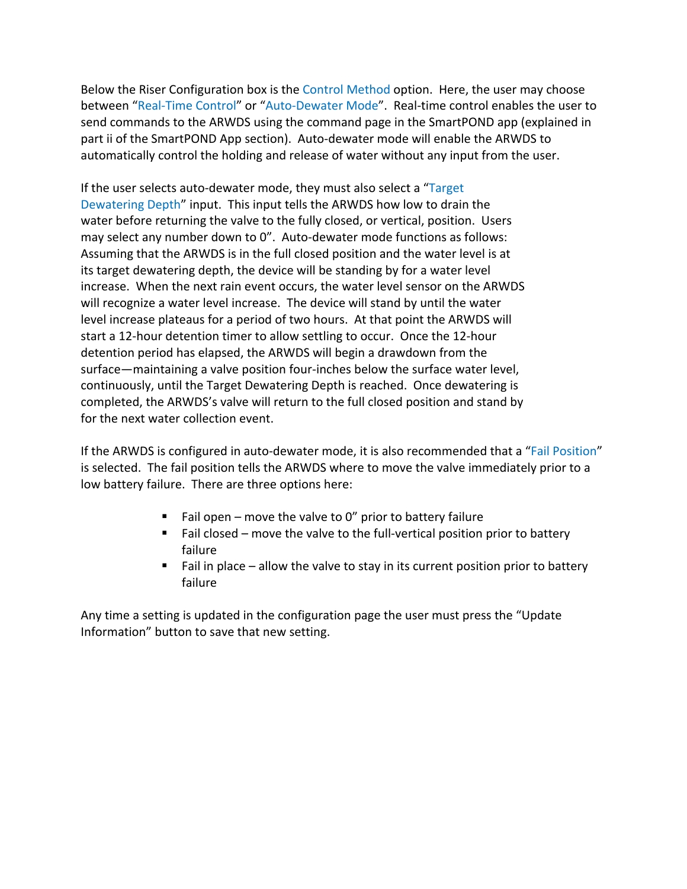Below the Riser Configuration box is the Control Method option. Here, the user may choose between "Real-Time Control" or "Auto-Dewater Mode". Real-time control enables the user to send commands to the ARWDS using the command page in the SmartPOND app (explained in part ii of the SmartPOND App section). Auto-dewater mode will enable the ARWDS to automatically control the holding and release of water without any input from the user.

If the user selects auto-dewater mode, they must also select a "Target Dewatering Depth" input. This input tells the ARWDS how low to drain the water before returning the valve to the fully closed, or vertical, position. Users may select any number down to 0". Auto-dewater mode functions as follows: Assuming that the ARWDS is in the full closed position and the water level is at its target dewatering depth, the device will be standing by for a water level increase. When the next rain event occurs, the water level sensor on the ARWDS will recognize a water level increase. The device will stand by until the water level increase plateaus for a period of two hours. At that point the ARWDS will start a 12-hour detention timer to allow settling to occur. Once the 12-hour detention period has elapsed, the ARWDS will begin a drawdown from the surface—maintaining a valve position four-inches below the surface water level, continuously, until the Target Dewatering Depth is reached. Once dewatering is completed, the ARWDS's valve will return to the full closed position and stand by for the next water collection event.

If the ARWDS is configured in auto-dewater mode, it is also recommended that a "Fail Position" is selected. The fail position tells the ARWDS where to move the valve immediately prior to a low battery failure. There are three options here:

- Fail open – move the valve to 0" prior to battery failure
- Fail closed – move the valve to the full-vertical position prior to battery failure
- Fail in place – allow the valve to stay in its current position prior to battery failure

Any time a setting is updated in the configuration page the user must press the "Update Information" button to save that new setting.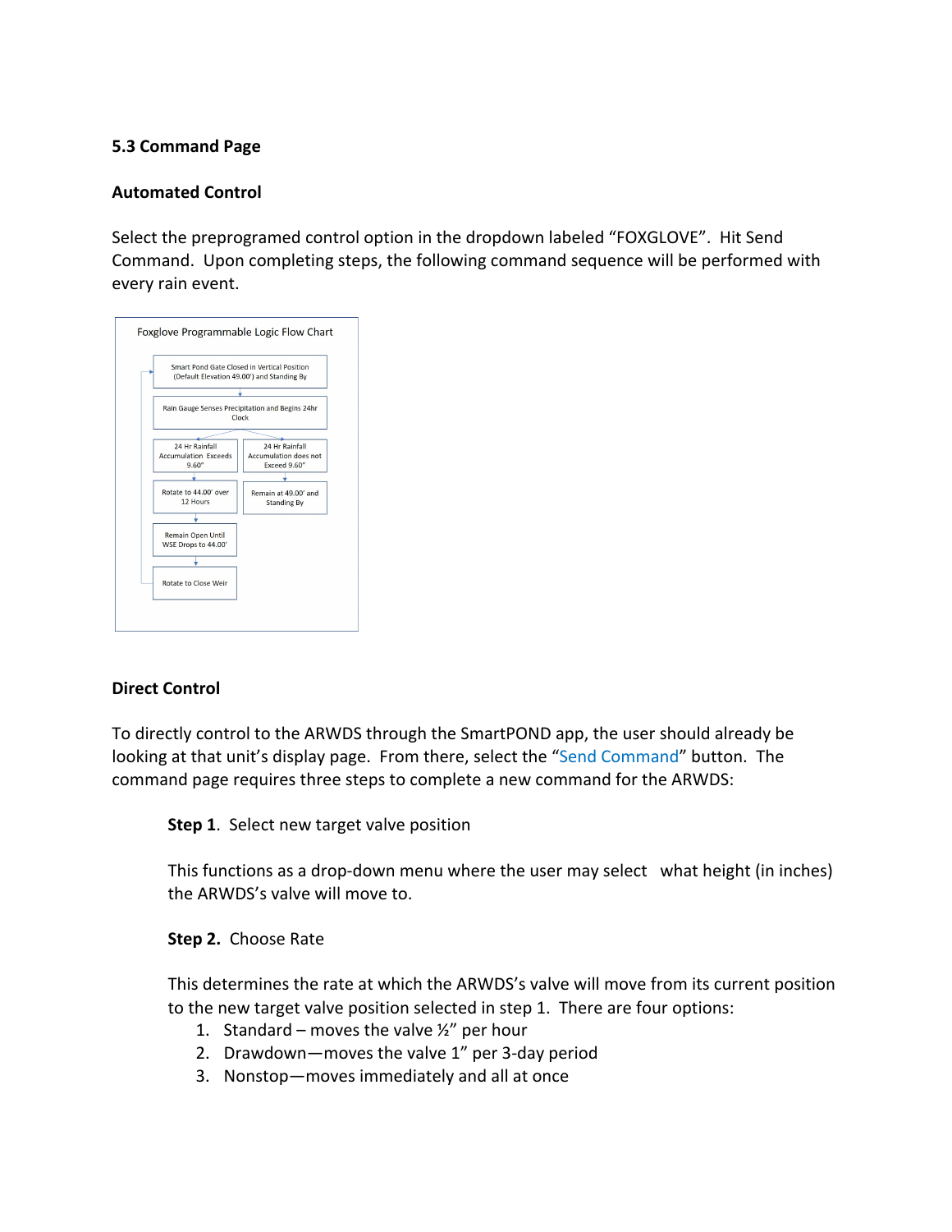### 5.3 Command Page

**Automated Control**

Select the preprogramed control option in the dropdown labeled "FOXGLOVE". Hit Send Command. Upon completing steps, the following command sequence will be performed with every rain event.

**Foxglove Programmable Logic Flow Chart**

1. Smart Pond Gate Closed in Vertical Position (Default Elevation 49.00') and Standing By
2. Rain Gauge Senses Precipitation and Begins 24hr Clock
3. Branches:
   - 24 Hr Rainfall Accumulation Exceeds 9.60"
     - Rotate to 44.00' over 12 Hours
     - Remain Open Until WSE Drops to 44.00'
     - Rotate to Close Weir (returns to step 1)
   - 24 Hr Rainfall Accumulation does not Exceed 9.60"
     - Remain at 49.00' and Standing By

**Direct Control**

To directly control to the ARWDS through the SmartPOND app, the user should already be looking at that unit's display page. From there, select the "Send Command" button. The command page requires three steps to complete a new command for the ARWDS:

**Step 1**. Select new target valve position

This functions as a drop-down menu where the user may select what height (in inches) the ARWDS's valve will move to.

**Step 2.** Choose Rate

This determines the rate at which the ARWDS's valve will move from its current position to the new target valve position selected in step 1. There are four options:

1. Standard – moves the valve ½" per hour
2. Drawdown—moves the valve 1" per 3-day period
3. Nonstop—moves immediately and all at once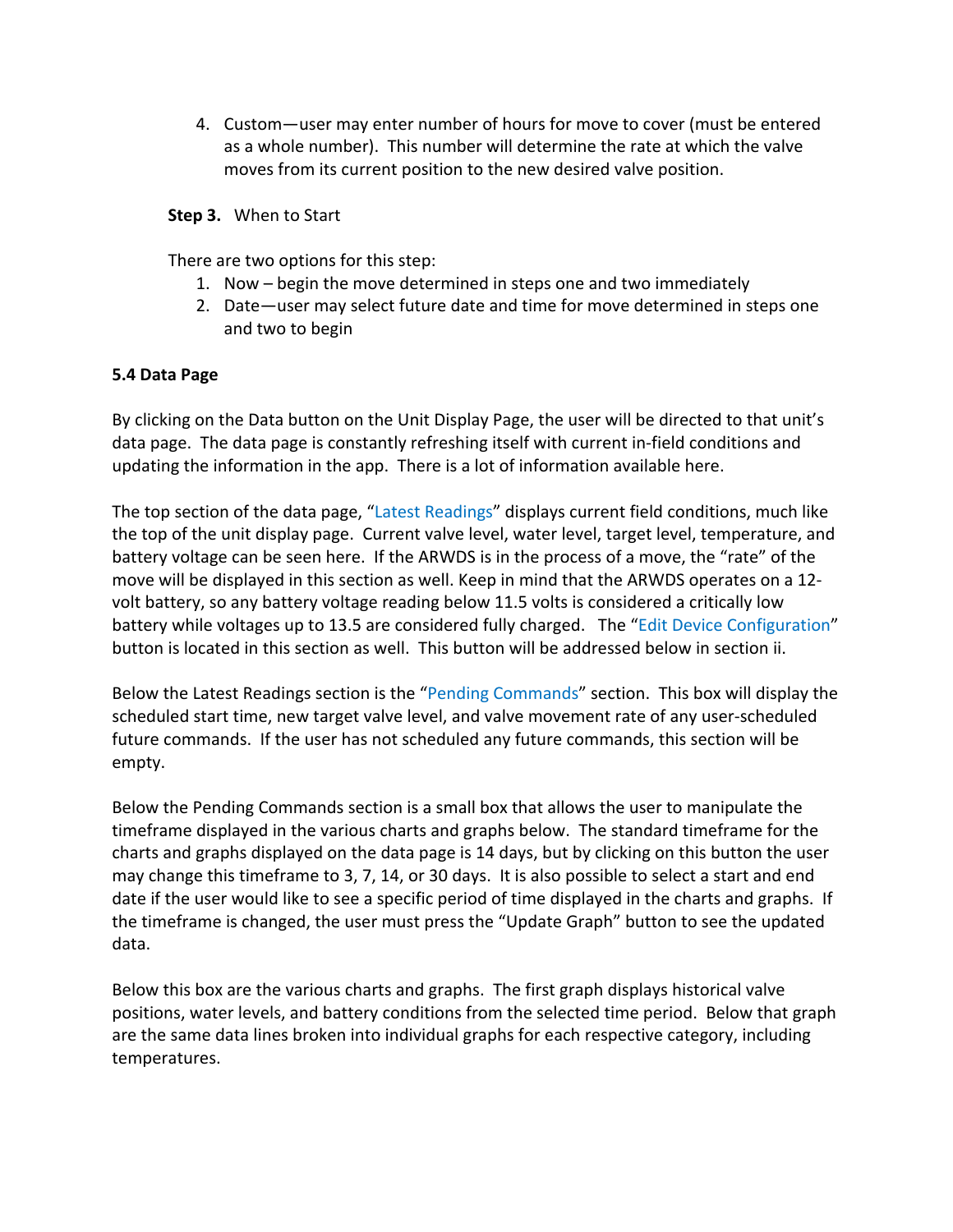4. Custom—user may enter number of hours for move to cover (must be entered as a whole number). This number will determine the rate at which the valve moves from its current position to the new desired valve position.

**Step 3.** When to Start

There are two options for this step:

1. Now – begin the move determined in steps one and two immediately
2. Date—user may select future date and time for move determined in steps one and two to begin

**5.4 Data Page**

By clicking on the Data button on the Unit Display Page, the user will be directed to that unit's data page. The data page is constantly refreshing itself with current in-field conditions and updating the information in the app. There is a lot of information available here.

The top section of the data page, "Latest Readings" displays current field conditions, much like the top of the unit display page. Current valve level, water level, target level, temperature, and battery voltage can be seen here. If the ARWDS is in the process of a move, the "rate" of the move will be displayed in this section as well. Keep in mind that the ARWDS operates on a 12-volt battery, so any battery voltage reading below 11.5 volts is considered a critically low battery while voltages up to 13.5 are considered fully charged. The "Edit Device Configuration" button is located in this section as well. This button will be addressed below in section ii.

Below the Latest Readings section is the "Pending Commands" section. This box will display the scheduled start time, new target valve level, and valve movement rate of any user-scheduled future commands. If the user has not scheduled any future commands, this section will be empty.

Below the Pending Commands section is a small box that allows the user to manipulate the timeframe displayed in the various charts and graphs below. The standard timeframe for the charts and graphs displayed on the data page is 14 days, but by clicking on this button the user may change this timeframe to 3, 7, 14, or 30 days. It is also possible to select a start and end date if the user would like to see a specific period of time displayed in the charts and graphs. If the timeframe is changed, the user must press the "Update Graph" button to see the updated data.

Below this box are the various charts and graphs. The first graph displays historical valve positions, water levels, and battery conditions from the selected time period. Below that graph are the same data lines broken into individual graphs for each respective category, including temperatures.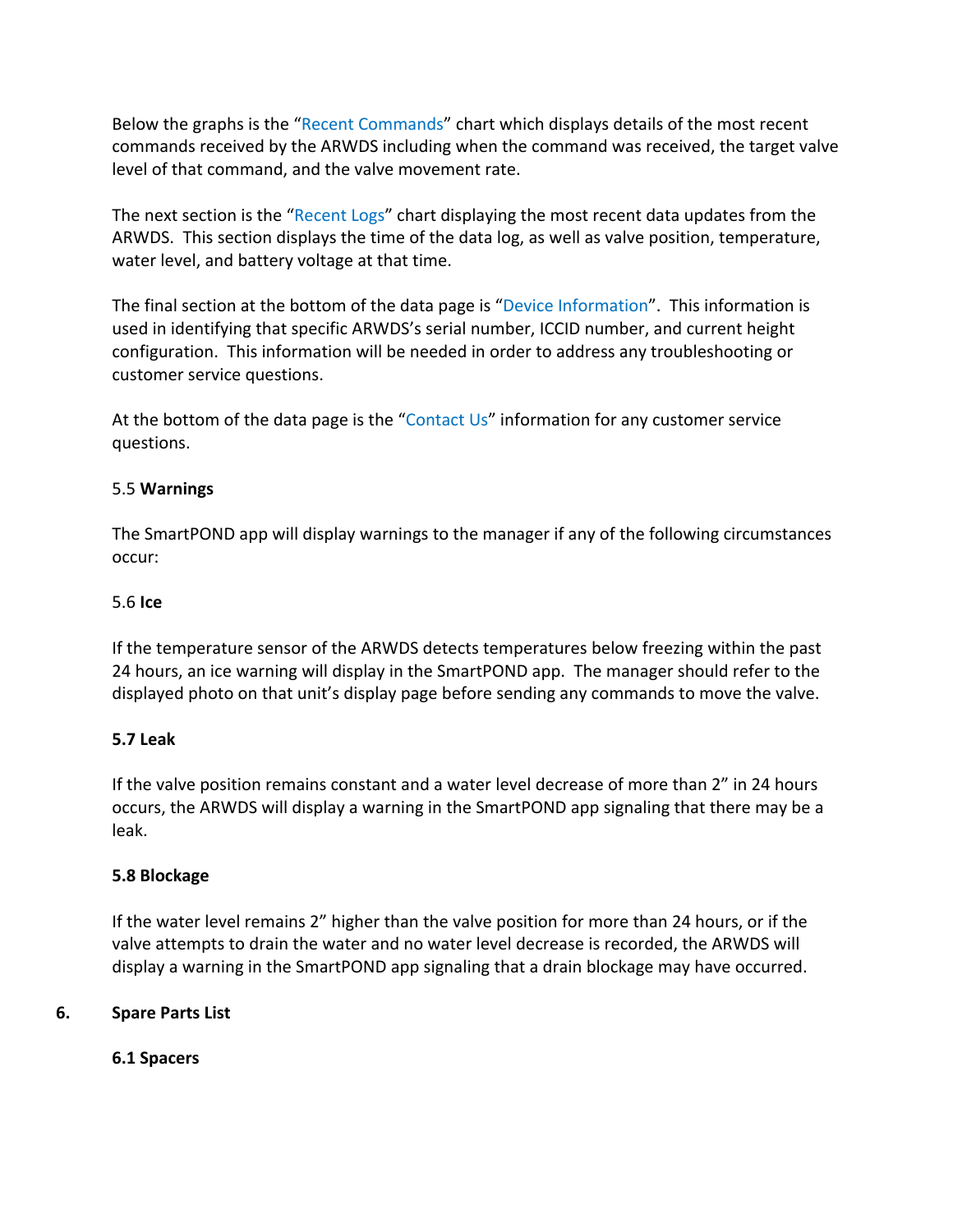Below the graphs is the "Recent Commands" chart which displays details of the most recent commands received by the ARWDS including when the command was received, the target valve level of that command, and the valve movement rate.

The next section is the "Recent Logs" chart displaying the most recent data updates from the ARWDS. This section displays the time of the data log, as well as valve position, temperature, water level, and battery voltage at that time.

The final section at the bottom of the data page is "Device Information". This information is used in identifying that specific ARWDS's serial number, ICCID number, and current height configuration. This information will be needed in order to address any troubleshooting or customer service questions.

At the bottom of the data page is the "Contact Us" information for any customer service questions.

### 5.5 **Warnings**

The SmartPOND app will display warnings to the manager if any of the following circumstances occur:

### 5.6 **Ice**

If the temperature sensor of the ARWDS detects temperatures below freezing within the past 24 hours, an ice warning will display in the SmartPOND app. The manager should refer to the displayed photo on that unit's display page before sending any commands to move the valve.

### **5.7 Leak**

If the valve position remains constant and a water level decrease of more than 2" in 24 hours occurs, the ARWDS will display a warning in the SmartPOND app signaling that there may be a leak.

### **5.8 Blockage**

If the water level remains 2" higher than the valve position for more than 24 hours, or if the valve attempts to drain the water and no water level decrease is recorded, the ARWDS will display a warning in the SmartPOND app signaling that a drain blockage may have occurred.

## **6. Spare Parts List**

### **6.1 Spacers**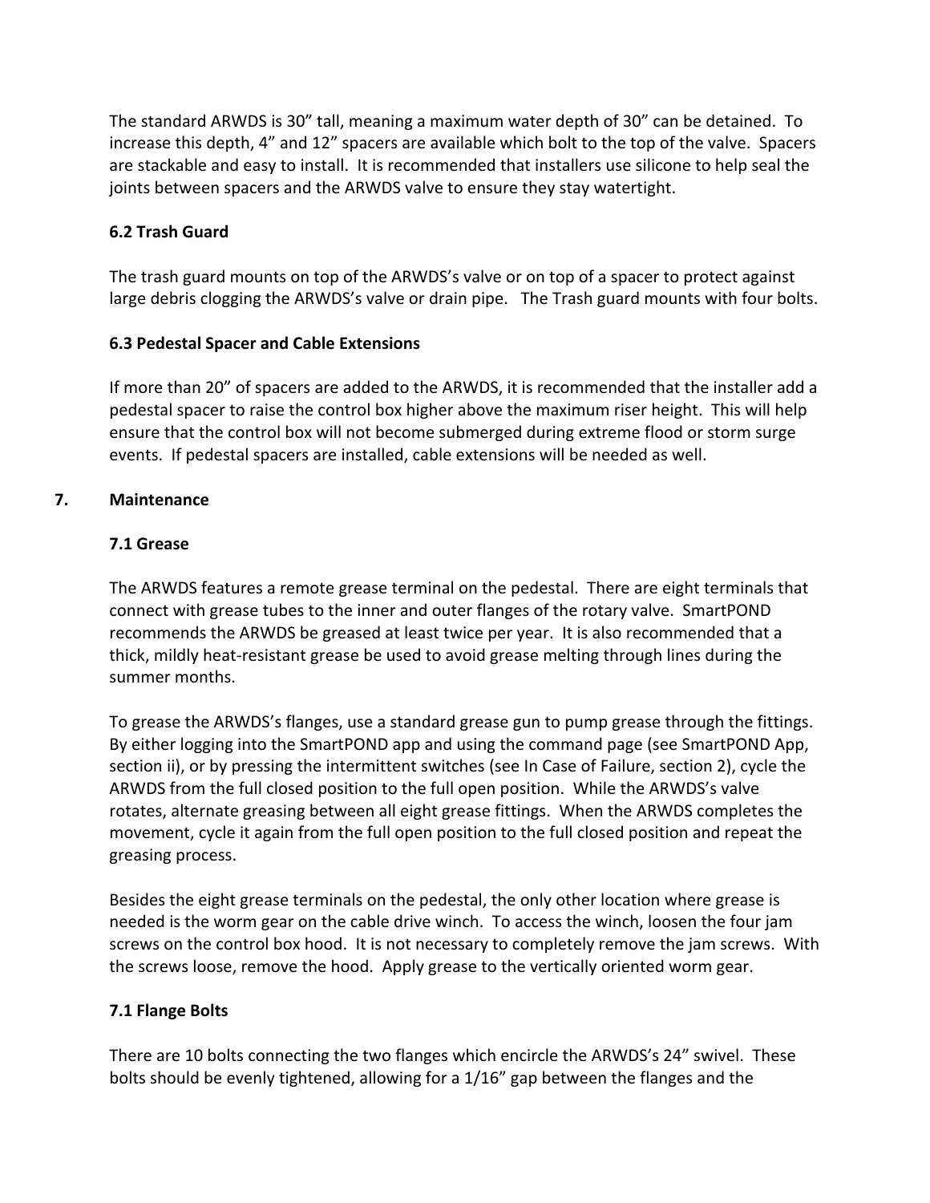The standard ARWDS is 30” tall, meaning a maximum water depth of 30” can be detained. To increase this depth, 4” and 12” spacers are available which bolt to the top of the valve. Spacers are stackable and easy to install. It is recommended that installers use silicone to help seal the joints between spacers and the ARWDS valve to ensure they stay watertight.

### 6.2 Trash Guard

The trash guard mounts on top of the ARWDS’s valve or on top of a spacer to protect against large debris clogging the ARWDS’s valve or drain pipe. The Trash guard mounts with four bolts.

### 6.3 Pedestal Spacer and Cable Extensions

If more than 20” of spacers are added to the ARWDS, it is recommended that the installer add a pedestal spacer to raise the control box higher above the maximum riser height. This will help ensure that the control box will not become submerged during extreme flood or storm surge events. If pedestal spacers are installed, cable extensions will be needed as well.

## 7. Maintenance

### 7.1 Grease

The ARWDS features a remote grease terminal on the pedestal. There are eight terminals that connect with grease tubes to the inner and outer flanges of the rotary valve. SmartPOND recommends the ARWDS be greased at least twice per year. It is also recommended that a thick, mildly heat-resistant grease be used to avoid grease melting through lines during the summer months.

To grease the ARWDS’s flanges, use a standard grease gun to pump grease through the fittings. By either logging into the SmartPOND app and using the command page (see SmartPOND App, section ii), or by pressing the intermittent switches (see In Case of Failure, section 2), cycle the ARWDS from the full closed position to the full open position. While the ARWDS’s valve rotates, alternate greasing between all eight grease fittings. When the ARWDS completes the movement, cycle it again from the full open position to the full closed position and repeat the greasing process.

Besides the eight grease terminals on the pedestal, the only other location where grease is needed is the worm gear on the cable drive winch. To access the winch, loosen the four jam screws on the control box hood. It is not necessary to completely remove the jam screws. With the screws loose, remove the hood. Apply grease to the vertically oriented worm gear.

### 7.1 Flange Bolts

There are 10 bolts connecting the two flanges which encircle the ARWDS’s 24” swivel. These bolts should be evenly tightened, allowing for a 1/16” gap between the flanges and the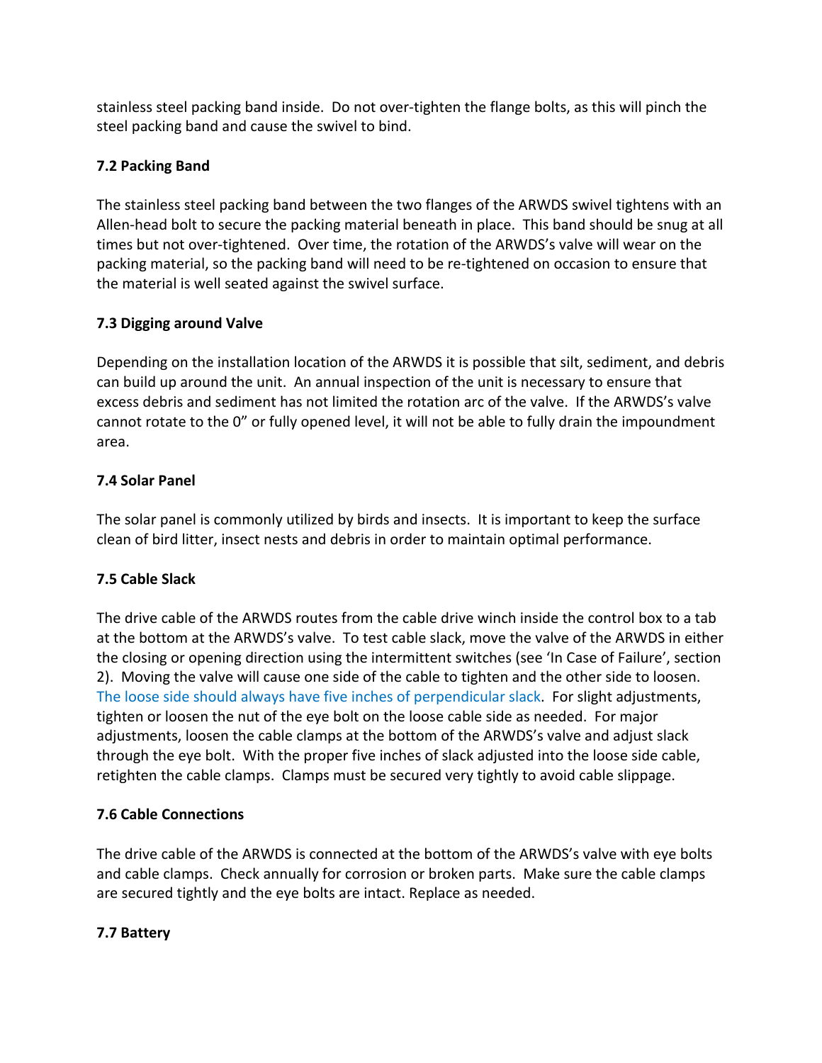stainless steel packing band inside. Do not over-tighten the flange bolts, as this will pinch the steel packing band and cause the swivel to bind.

### 7.2 Packing Band

The stainless steel packing band between the two flanges of the ARWDS swivel tightens with an Allen-head bolt to secure the packing material beneath in place. This band should be snug at all times but not over-tightened. Over time, the rotation of the ARWDS's valve will wear on the packing material, so the packing band will need to be re-tightened on occasion to ensure that the material is well seated against the swivel surface.

### 7.3 Digging around Valve

Depending on the installation location of the ARWDS it is possible that silt, sediment, and debris can build up around the unit. An annual inspection of the unit is necessary to ensure that excess debris and sediment has not limited the rotation arc of the valve. If the ARWDS's valve cannot rotate to the 0" or fully opened level, it will not be able to fully drain the impoundment area.

### 7.4 Solar Panel

The solar panel is commonly utilized by birds and insects. It is important to keep the surface clean of bird litter, insect nests and debris in order to maintain optimal performance.

### 7.5 Cable Slack

The drive cable of the ARWDS routes from the cable drive winch inside the control box to a tab at the bottom at the ARWDS's valve. To test cable slack, move the valve of the ARWDS in either the closing or opening direction using the intermittent switches (see 'In Case of Failure', section 2). Moving the valve will cause one side of the cable to tighten and the other side to loosen. The loose side should always have five inches of perpendicular slack. For slight adjustments, tighten or loosen the nut of the eye bolt on the loose cable side as needed. For major adjustments, loosen the cable clamps at the bottom of the ARWDS's valve and adjust slack through the eye bolt. With the proper five inches of slack adjusted into the loose side cable, retighten the cable clamps. Clamps must be secured very tightly to avoid cable slippage.

### 7.6 Cable Connections

The drive cable of the ARWDS is connected at the bottom of the ARWDS's valve with eye bolts and cable clamps. Check annually for corrosion or broken parts. Make sure the cable clamps are secured tightly and the eye bolts are intact. Replace as needed.

### 7.7 Battery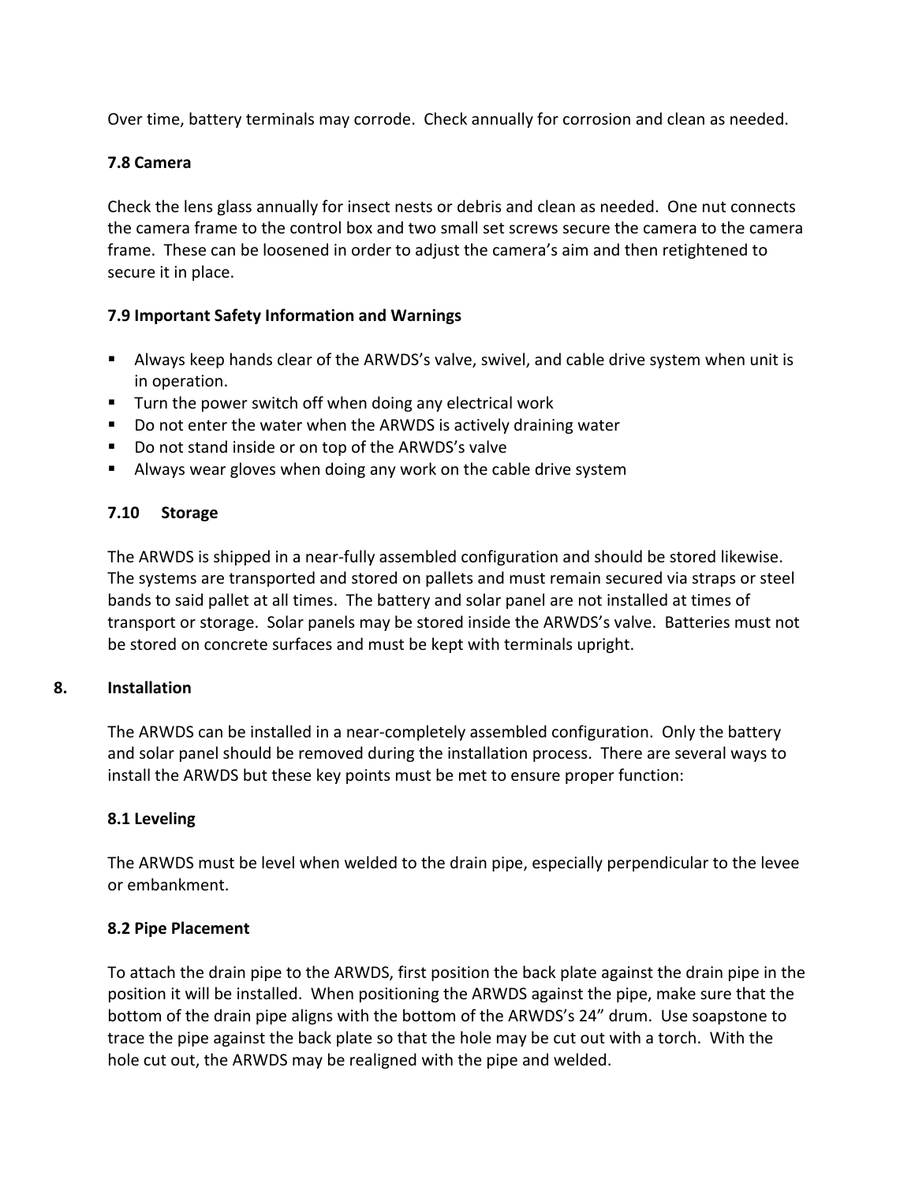Over time, battery terminals may corrode. Check annually for corrosion and clean as needed.

### 7.8 Camera

Check the lens glass annually for insect nests or debris and clean as needed. One nut connects the camera frame to the control box and two small set screws secure the camera to the camera frame. These can be loosened in order to adjust the camera's aim and then retightened to secure it in place.

### 7.9 Important Safety Information and Warnings

- Always keep hands clear of the ARWDS's valve, swivel, and cable drive system when unit is in operation.
- Turn the power switch off when doing any electrical work
- Do not enter the water when the ARWDS is actively draining water
- Do not stand inside or on top of the ARWDS's valve
- Always wear gloves when doing any work on the cable drive system

### 7.10 Storage

The ARWDS is shipped in a near-fully assembled configuration and should be stored likewise. The systems are transported and stored on pallets and must remain secured via straps or steel bands to said pallet at all times. The battery and solar panel are not installed at times of transport or storage. Solar panels may be stored inside the ARWDS's valve. Batteries must not be stored on concrete surfaces and must be kept with terminals upright.

## 8. Installation

The ARWDS can be installed in a near-completely assembled configuration. Only the battery and solar panel should be removed during the installation process. There are several ways to install the ARWDS but these key points must be met to ensure proper function:

### 8.1 Leveling

The ARWDS must be level when welded to the drain pipe, especially perpendicular to the levee or embankment.

### 8.2 Pipe Placement

To attach the drain pipe to the ARWDS, first position the back plate against the drain pipe in the position it will be installed. When positioning the ARWDS against the pipe, make sure that the bottom of the drain pipe aligns with the bottom of the ARWDS's 24" drum. Use soapstone to trace the pipe against the back plate so that the hole may be cut out with a torch. With the hole cut out, the ARWDS may be realigned with the pipe and welded.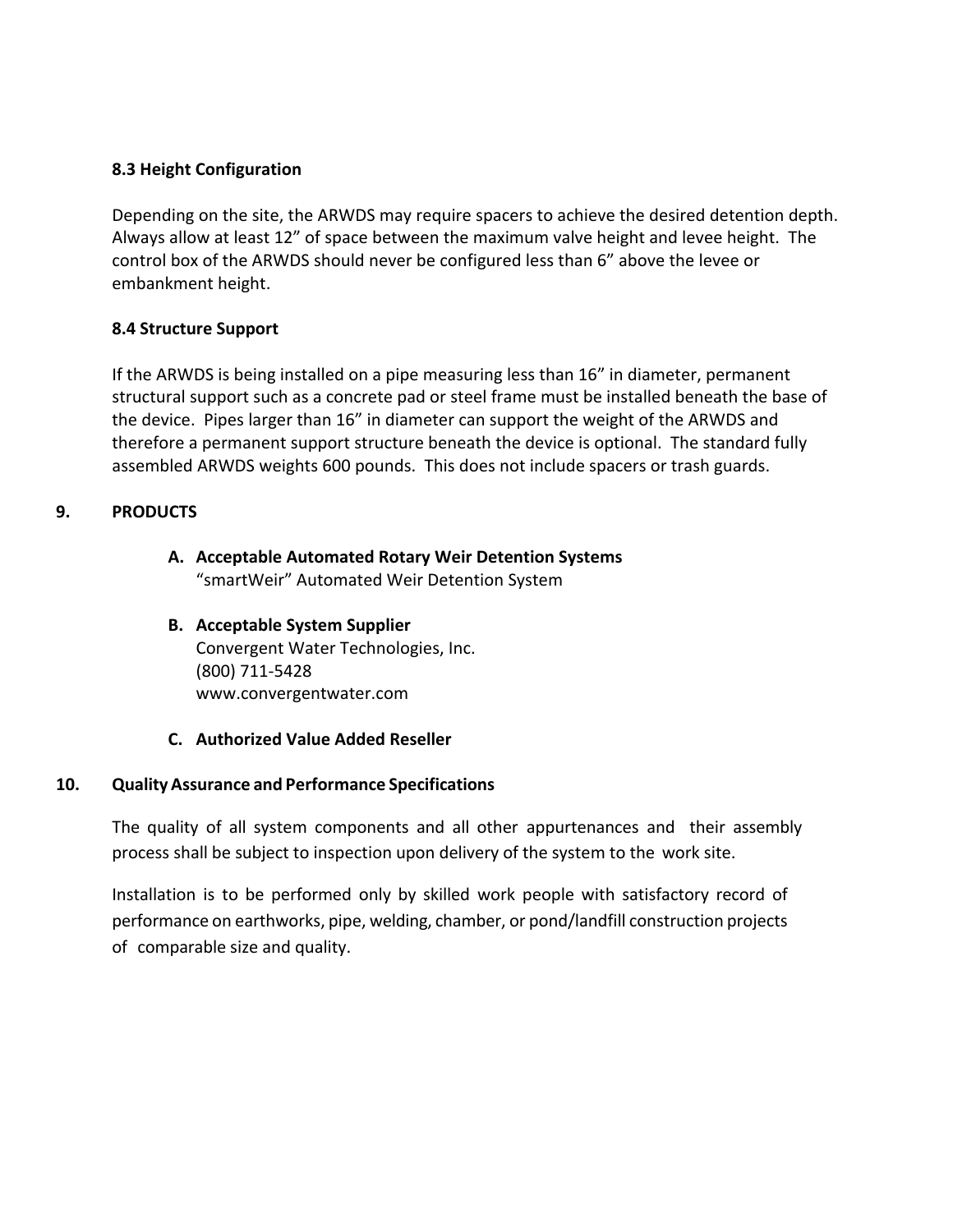### 8.3 Height Configuration

Depending on the site, the ARWDS may require spacers to achieve the desired detention depth. Always allow at least 12" of space between the maximum valve height and levee height. The control box of the ARWDS should never be configured less than 6" above the levee or embankment height.

### 8.4 Structure Support

If the ARWDS is being installed on a pipe measuring less than 16" in diameter, permanent structural support such as a concrete pad or steel frame must be installed beneath the base of the device. Pipes larger than 16" in diameter can support the weight of the ARWDS and therefore a permanent support structure beneath the device is optional. The standard fully assembled ARWDS weights 600 pounds. This does not include spacers or trash guards.

## 9. PRODUCTS

A. **Acceptable Automated Rotary Weir Detention Systems**
   "smartWeir" Automated Weir Detention System

B. **Acceptable System Supplier**
   Convergent Water Technologies, Inc.
   (800) 711-5428
   www.convergentwater.com

C. **Authorized Value Added Reseller**

## 10. Quality Assurance and Performance Specifications

The quality of all system components and all other appurtenances and their assembly process shall be subject to inspection upon delivery of the system to the work site.

Installation is to be performed only by skilled work people with satisfactory record of performance on earthworks, pipe, welding, chamber, or pond/landfill construction projects of comparable size and quality.